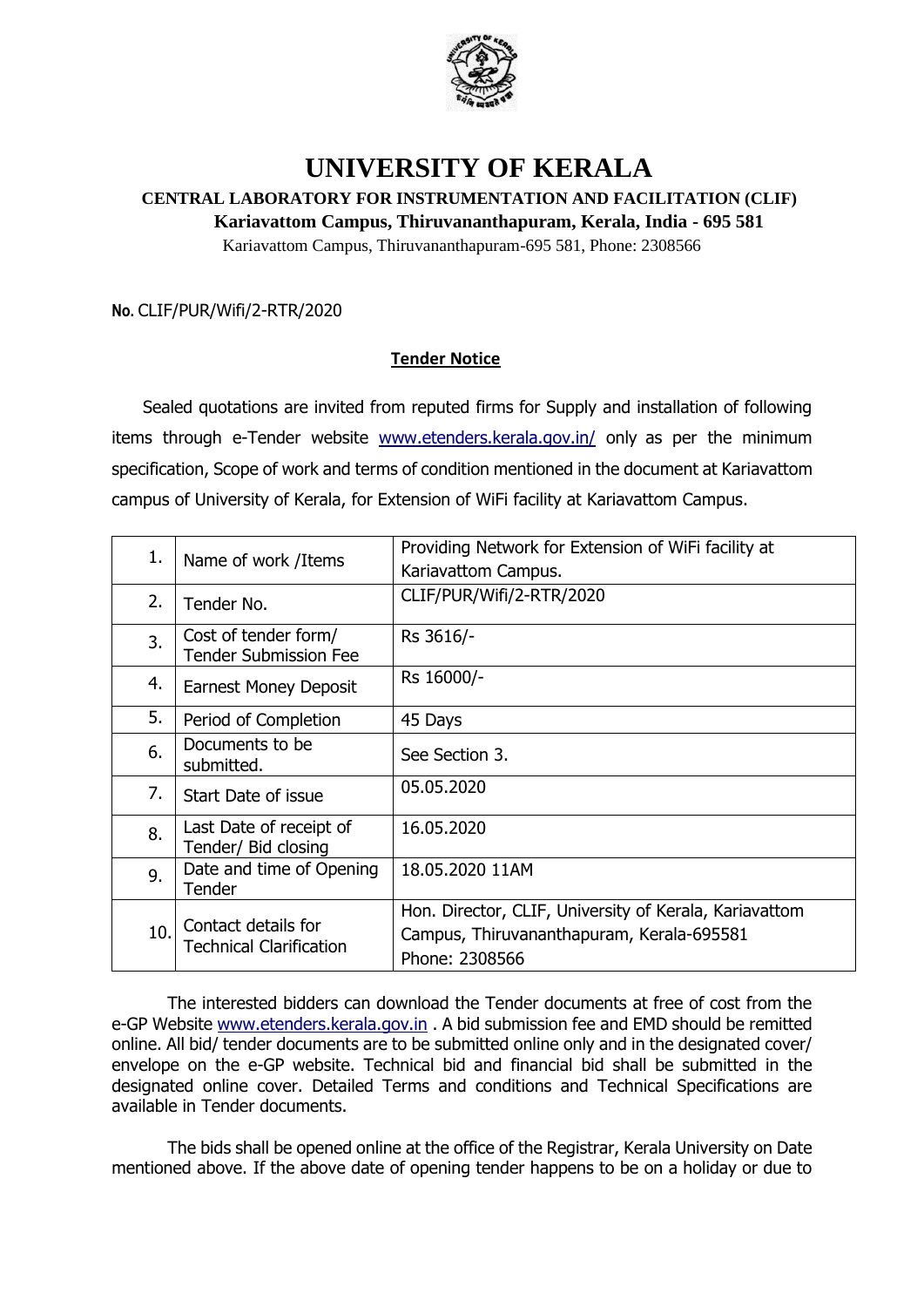# UNIVERSITY OF KERALA

**CENTRAL LABORATORY FOR INSTRUMENTATION AND FACILITATION (CLIF)**

**Kariavattom Campus, Thiruvananthapuram, Kerala, India - 695 581**

Kariavattom Campus, Thiruvananthapuram-695 581, Phone: 2308566

**No.** CLIF/PUR/Wifi/2-RTR/2020

**Tender Notice**

Sealed quotations are invited from reputed firms for Supply and installation of following items through e-Tender website www.etenders.kerala.gov.in/ only as per the minimum specification, Scope of work and terms of condition mentioned in the document at Kariavattom campus of University of Kerala, for Extension of WiFi facility at Kariavattom Campus.

| | | |
|---|---|---|
| 1. | Name of work /Items | Providing Network for Extension of WiFi facility at Kariavattom Campus. |
| 2. | Tender No. | CLIF/PUR/Wifi/2-RTR/2020 |
| 3. | Cost of tender form/ Tender Submission Fee | Rs 3616/- |
| 4. | Earnest Money Deposit | Rs 16000/- |
| 5. | Period of Completion | 45 Days |
| 6. | Documents to be submitted. | See Section 3. |
| 7. | Start Date of issue | 05.05.2020 |
| 8. | Last Date of receipt of Tender/ Bid closing | 16.05.2020 |
| 9. | Date and time of Opening Tender | 18.05.2020 11AM |
| 10. | Contact details for Technical Clarification | Hon. Director, CLIF, University of Kerala, Kariavattom Campus, Thiruvananthapuram, Kerala-695581 Phone: 2308566 |

The interested bidders can download the Tender documents at free of cost from the e-GP Website www.etenders.kerala.gov.in . A bid submission fee and EMD should be remitted online. All bid/ tender documents are to be submitted online only and in the designated cover/ envelope on the e-GP website. Technical bid and financial bid shall be submitted in the designated online cover. Detailed Terms and conditions and Technical Specifications are available in Tender documents.

The bids shall be opened online at the office of the Registrar, Kerala University on Date mentioned above. If the above date of opening tender happens to be on a holiday or due to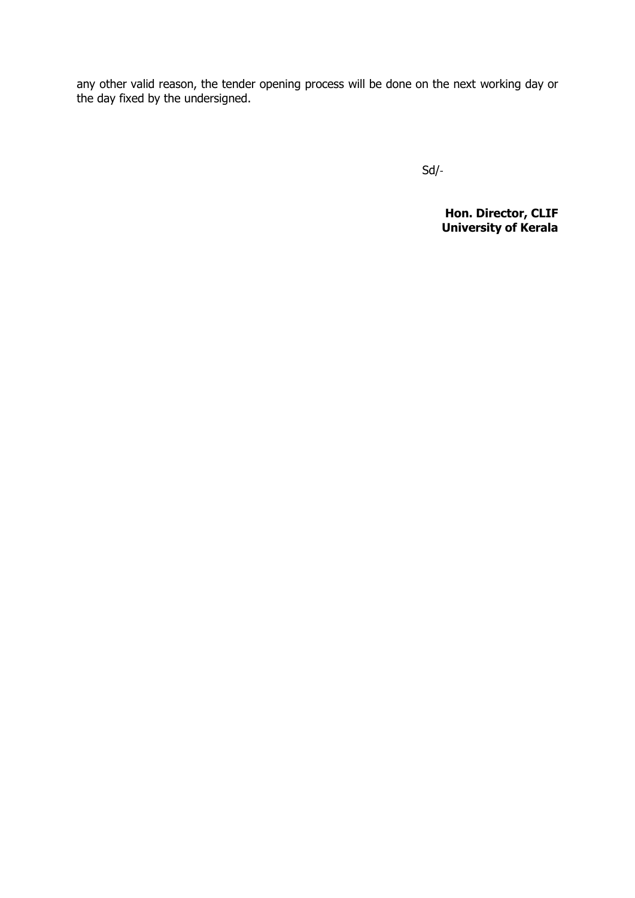any other valid reason, the tender opening process will be done on the next working day or the day fixed by the undersigned.

Sd/-

**Hon. Director, CLIF**
**University of Kerala**